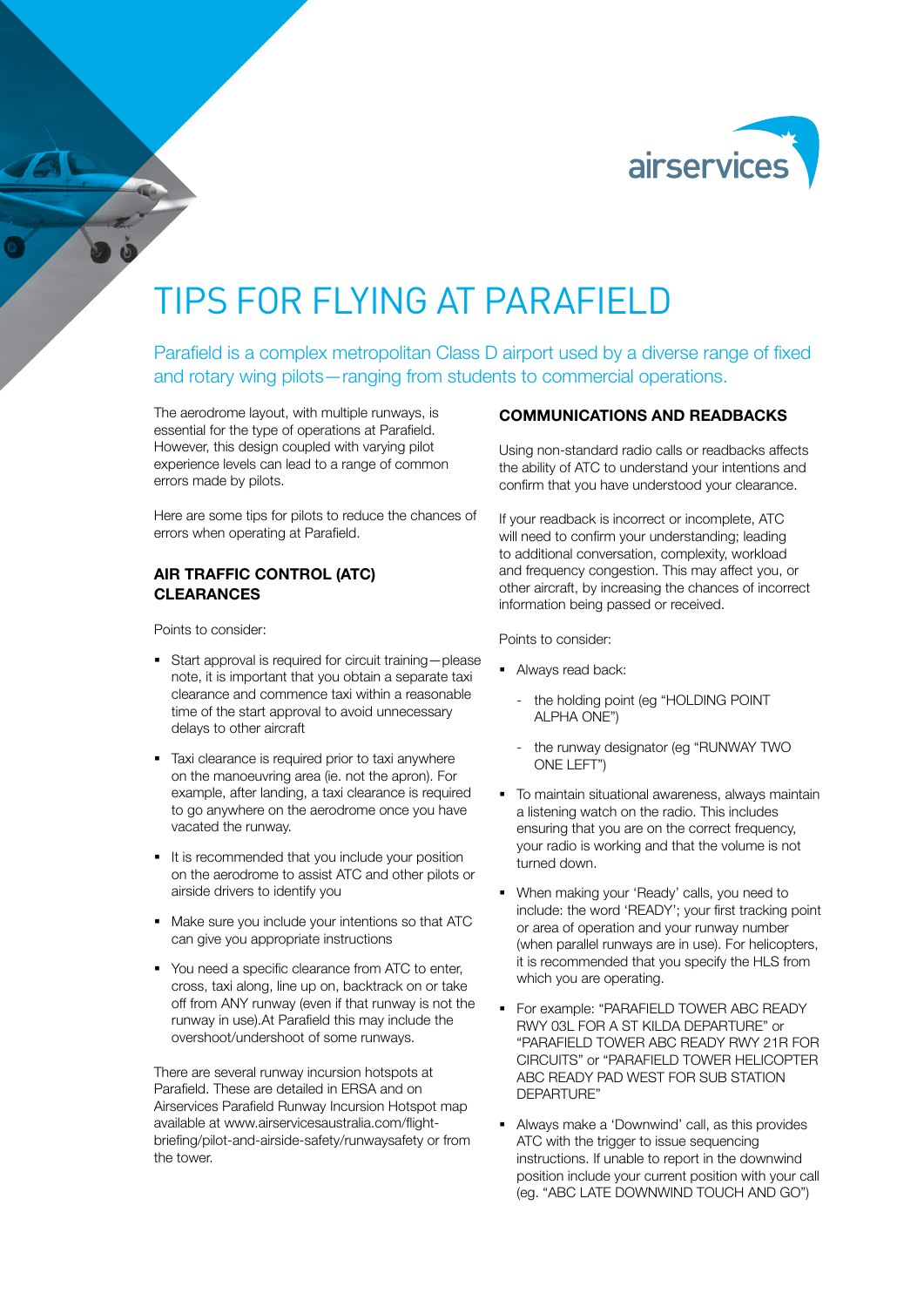# TIPS FOR FLYING AT PARAFIELD

Parafield is a complex metropolitan Class D airport used by a diverse range of fixed and rotary wing pilots—ranging from students to commercial operations.

The aerodrome layout, with multiple runways, is essential for the type of operations at Parafield. However, this design coupled with varying pilot experience levels can lead to a range of common errors made by pilots.

Here are some tips for pilots to reduce the chances of errors when operating at Parafield.

## AIR TRAFFIC CONTROL (ATC) CLEARANCES

Points to consider:

- Start approval is required for circuit training—please note, it is important that you obtain a separate taxi clearance and commence taxi within a reasonable time of the start approval to avoid unnecessary delays to other aircraft
- Taxi clearance is required prior to taxi anywhere on the manoeuvring area (ie. not the apron). For example, after landing, a taxi clearance is required to go anywhere on the aerodrome once you have vacated the runway.
- It is recommended that you include your position on the aerodrome to assist ATC and other pilots or airside drivers to identify you
- Make sure you include your intentions so that ATC can give you appropriate instructions
- You need a specific clearance from ATC to enter, cross, taxi along, line up on, backtrack on or take off from ANY runway (even if that runway is not the runway in use).At Parafield this may include the overshoot/undershoot of some runways.

There are several runway incursion hotspots at Parafield. These are detailed in ERSA and on Airservices Parafield Runway Incursion Hotspot map available at www.airservicesaustralia.com/flight-briefing/pilot-and-airside-safety/runwaysafety or from the tower.

## COMMUNICATIONS AND READBACKS

Using non-standard radio calls or readbacks affects the ability of ATC to understand your intentions and confirm that you have understood your clearance.

If your readback is incorrect or incomplete, ATC will need to confirm your understanding; leading to additional conversation, complexity, workload and frequency congestion. This may affect you, or other aircraft, by increasing the chances of incorrect information being passed or received.

Points to consider:

- Always read back:
  - the holding point (eg "HOLDING POINT ALPHA ONE")
  - the runway designator (eg "RUNWAY TWO ONE LEFT")
- To maintain situational awareness, always maintain a listening watch on the radio. This includes ensuring that you are on the correct frequency, your radio is working and that the volume is not turned down.
- When making your 'Ready' calls, you need to include: the word 'READY'; your first tracking point or area of operation and your runway number (when parallel runways are in use). For helicopters, it is recommended that you specify the HLS from which you are operating.
- For example: "PARAFIELD TOWER ABC READY RWY 03L FOR A ST KILDA DEPARTURE" or "PARAFIELD TOWER ABC READY RWY 21R FOR CIRCUITS" or "PARAFIELD TOWER HELICOPTER ABC READY PAD WEST FOR SUB STATION DEPARTURE"
- Always make a 'Downwind' call, as this provides ATC with the trigger to issue sequencing instructions. If unable to report in the downwind position include your current position with your call (eg. "ABC LATE DOWNWIND TOUCH AND GO")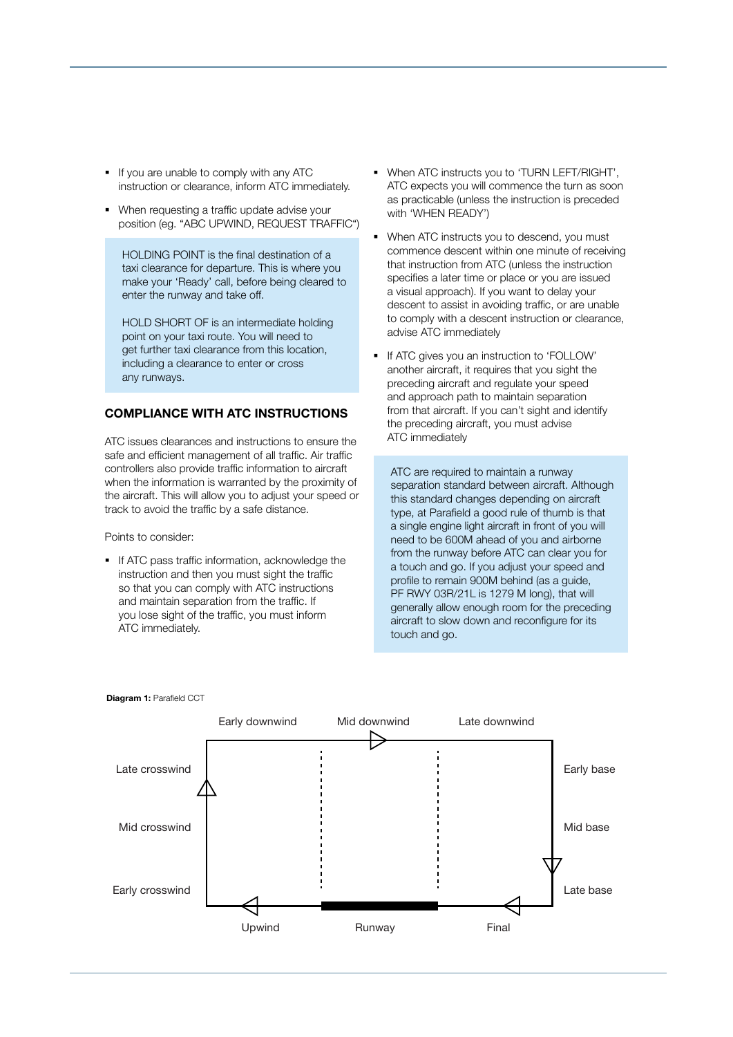- If you are unable to comply with any ATC instruction or clearance, inform ATC immediately.
- When requesting a traffic update advise your position (eg. "ABC UPWIND, REQUEST TRAFFIC")

> HOLDING POINT is the final destination of a taxi clearance for departure. This is where you make your 'Ready' call, before being cleared to enter the runway and take off.
>
> HOLD SHORT OF is an intermediate holding point on your taxi route. You will need to get further taxi clearance from this location, including a clearance to enter or cross any runways.

## COMPLIANCE WITH ATC INSTRUCTIONS

ATC issues clearances and instructions to ensure the safe and efficient management of all traffic. Air traffic controllers also provide traffic information to aircraft when the information is warranted by the proximity of the aircraft. This will allow you to adjust your speed or track to avoid the traffic by a safe distance.

Points to consider:

- If ATC pass traffic information, acknowledge the instruction and then you must sight the traffic so that you can comply with ATC instructions and maintain separation from the traffic. If you lose sight of the traffic, you must inform ATC immediately.
- When ATC instructs you to 'TURN LEFT/RIGHT', ATC expects you will commence the turn as soon as practicable (unless the instruction is preceded with 'WHEN READY')
- When ATC instructs you to descend, you must commence descent within one minute of receiving that instruction from ATC (unless the instruction specifies a later time or place or you are issued a visual approach). If you want to delay your descent to assist in avoiding traffic, or are unable to comply with a descent instruction or clearance, advise ATC immediately
- If ATC gives you an instruction to 'FOLLOW' another aircraft, it requires that you sight the preceding aircraft and regulate your speed and approach path to maintain separation from that aircraft. If you can't sight and identify the preceding aircraft, you must advise ATC immediately

> ATC are required to maintain a runway separation standard between aircraft. Although this standard changes depending on aircraft type, at Parafield a good rule of thumb is that a single engine light aircraft in front of you will need to be 600M ahead of you and airborne from the runway before ATC can clear you for a touch and go. If you adjust your speed and profile to remain 900M behind (as a guide, PF RWY 03R/21L is 1279 M long), that will generally allow enough room for the preceding aircraft to slow down and reconfigure for its touch and go.

**Diagram 1:** Parafield CCT

Early downwind, Mid downwind, Late downwind, Late crosswind, Mid crosswind, Early crosswind, Early base, Mid base, Late base, Upwind, Runway, Final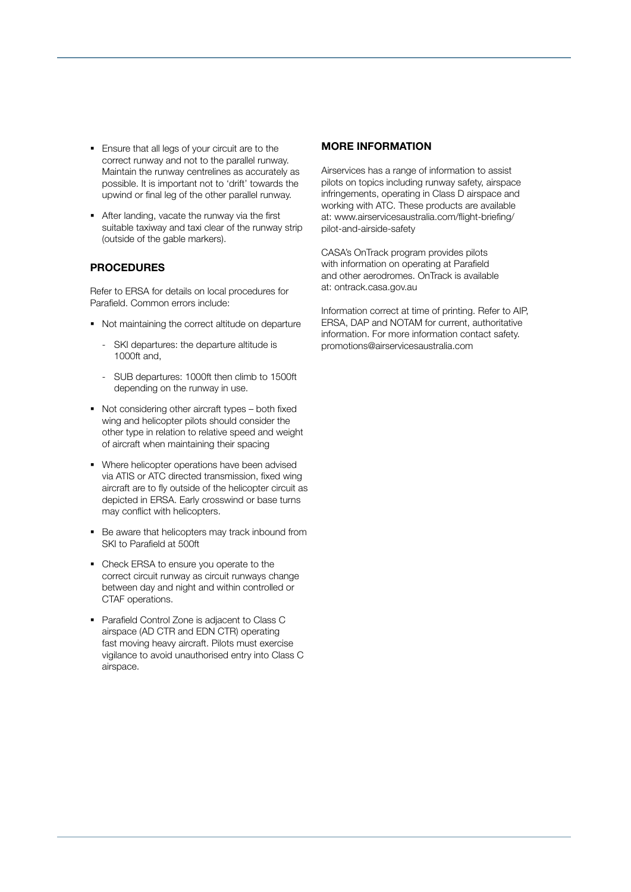- Ensure that all legs of your circuit are to the correct runway and not to the parallel runway. Maintain the runway centrelines as accurately as possible. It is important not to 'drift' towards the upwind or final leg of the other parallel runway.
- After landing, vacate the runway via the first suitable taxiway and taxi clear of the runway strip (outside of the gable markers).

## PROCEDURES

Refer to ERSA for details on local procedures for Parafield. Common errors include:

- Not maintaining the correct altitude on departure
  - SKI departures: the departure altitude is 1000ft and,
  - SUB departures: 1000ft then climb to 1500ft depending on the runway in use.
- Not considering other aircraft types – both fixed wing and helicopter pilots should consider the other type in relation to relative speed and weight of aircraft when maintaining their spacing
- Where helicopter operations have been advised via ATIS or ATC directed transmission, fixed wing aircraft are to fly outside of the helicopter circuit as depicted in ERSA. Early crosswind or base turns may conflict with helicopters.
- Be aware that helicopters may track inbound from SKI to Parafield at 500ft
- Check ERSA to ensure you operate to the correct circuit runway as circuit runways change between day and night and within controlled or CTAF operations.
- Parafield Control Zone is adjacent to Class C airspace (AD CTR and EDN CTR) operating fast moving heavy aircraft. Pilots must exercise vigilance to avoid unauthorised entry into Class C airspace.

## MORE INFORMATION

Airservices has a range of information to assist pilots on topics including runway safety, airspace infringements, operating in Class D airspace and working with ATC. These products are available at: www.airservicesaustralia.com/flight-briefing/pilot-and-airside-safety

CASA's OnTrack program provides pilots with information on operating at Parafield and other aerodromes. OnTrack is available at: ontrack.casa.gov.au

Information correct at time of printing. Refer to AIP, ERSA, DAP and NOTAM for current, authoritative information. For more information contact safety.promotions@airservicesaustralia.com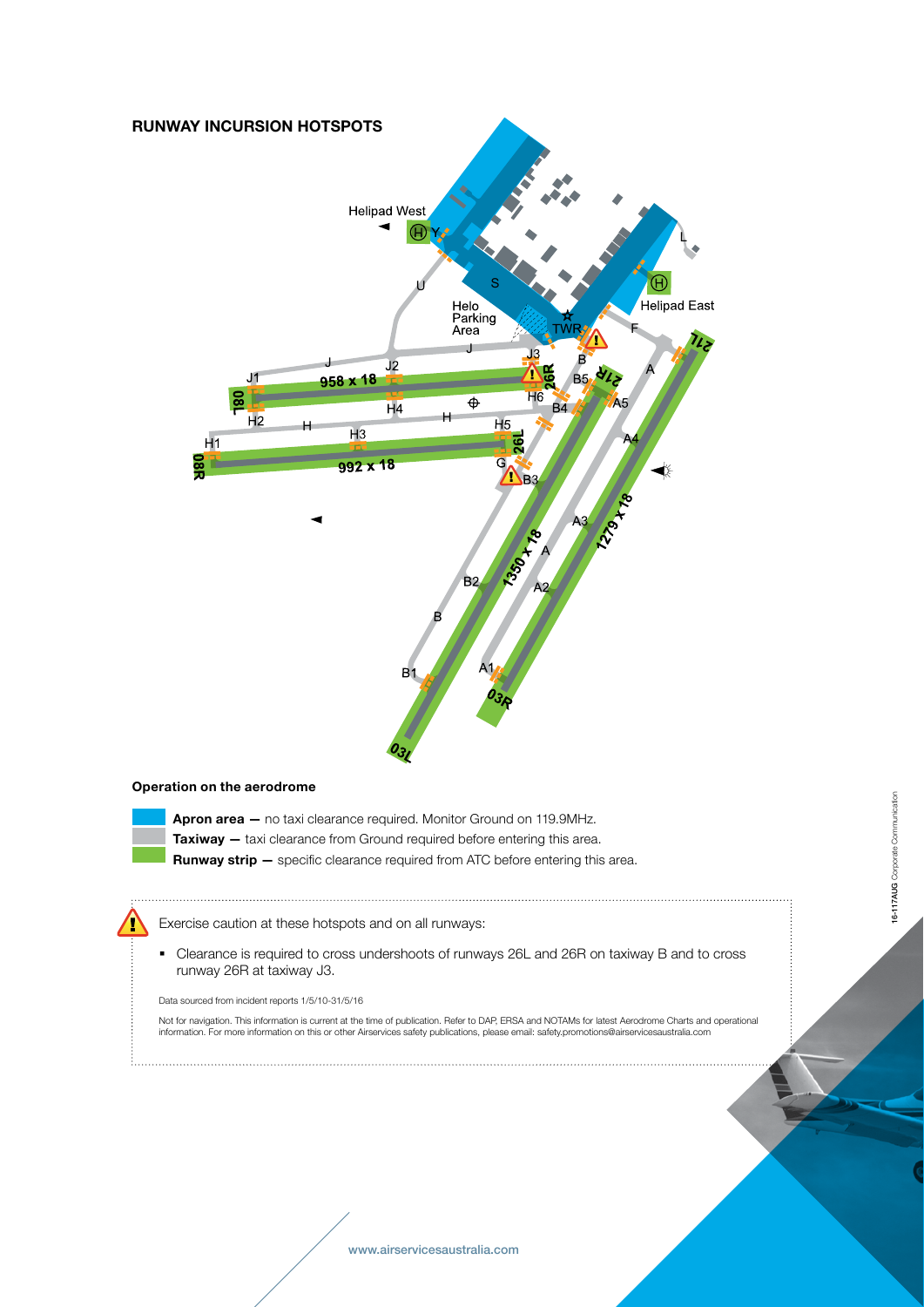## RUNWAY INCURSION HOTSPOTS

Helipad West

Y

U

S

Helo Parking Area

TWR

Helipad East

L

F

J

J1

J2

J3

958 x 18

18L

H2

H4

H6

H

H1

H3

H5

08R

992 x 18

26L

26R

G

B3

B

B5

B4

21R

A5

A

21L

A4

A3

1279 x 18

1350 x 18

B2

A2

B1

A1

03R

03L

### Operation on the aerodrome

**Apron area —** no taxi clearance required. Monitor Ground on 119.9MHz.

**Taxiway —** taxi clearance from Ground required before entering this area.

**Runway strip —** specific clearance required from ATC before entering this area.

Exercise caution at these hotspots and on all runways:

- Clearance is required to cross undershoots of runways 26L and 26R on taxiway B and to cross runway 26R at taxiway J3.

Data sourced from incident reports 1/5/10-31/5/16

Not for navigation. This information is current at the time of publication. Refer to DAP, ERSA and NOTAMs for latest Aerodrome Charts and operational information. For more information on this or other Airservices safety publications, please email: safety.promotions@airservicesaustralia.com

16-117AUG Corporate Communication

www.airservicesaustralia.com